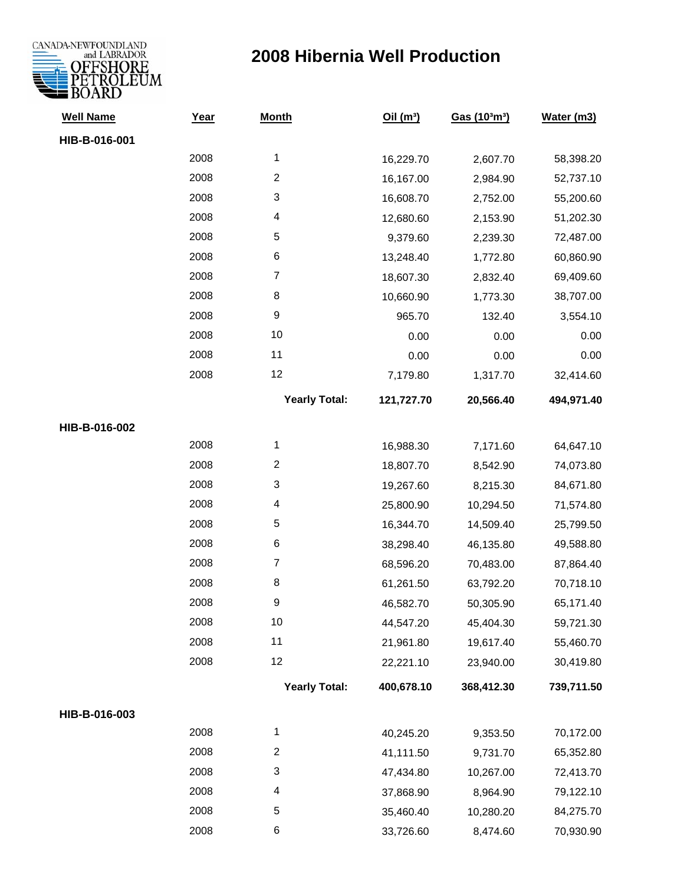CANADA-NEWFOUNDLAND and LABRADOR OFFSHORE PETROLEUM BOARD

# 2008 Hibernia Well Production

| Well Name | Year | Month | Oil ($m^3$) | Gas ($10^3m^3$) | Water (m3) |
|---|---|---|---|---|---|
| **HIB-B-016-001** | | | | | |
| | 2008 | 1 | 16,229.70 | 2,607.70 | 58,398.20 |
| | 2008 | 2 | 16,167.00 | 2,984.90 | 52,737.10 |
| | 2008 | 3 | 16,608.70 | 2,752.00 | 55,200.60 |
| | 2008 | 4 | 12,680.60 | 2,153.90 | 51,202.30 |
| | 2008 | 5 | 9,379.60 | 2,239.30 | 72,487.00 |
| | 2008 | 6 | 13,248.40 | 1,772.80 | 60,860.90 |
| | 2008 | 7 | 18,607.30 | 2,832.40 | 69,409.60 |
| | 2008 | 8 | 10,660.90 | 1,773.30 | 38,707.00 |
| | 2008 | 9 | 965.70 | 132.40 | 3,554.10 |
| | 2008 | 10 | 0.00 | 0.00 | 0.00 |
| | 2008 | 11 | 0.00 | 0.00 | 0.00 |
| | 2008 | 12 | 7,179.80 | 1,317.70 | 32,414.60 |
| | | **Yearly Total:** | **121,727.70** | **20,566.40** | **494,971.40** |
| **HIB-B-016-002** | | | | | |
| | 2008 | 1 | 16,988.30 | 7,171.60 | 64,647.10 |
| | 2008 | 2 | 18,807.70 | 8,542.90 | 74,073.80 |
| | 2008 | 3 | 19,267.60 | 8,215.30 | 84,671.80 |
| | 2008 | 4 | 25,800.90 | 10,294.50 | 71,574.80 |
| | 2008 | 5 | 16,344.70 | 14,509.40 | 25,799.50 |
| | 2008 | 6 | 38,298.40 | 46,135.80 | 49,588.80 |
| | 2008 | 7 | 68,596.20 | 70,483.00 | 87,864.40 |
| | 2008 | 8 | 61,261.50 | 63,792.20 | 70,718.10 |
| | 2008 | 9 | 46,582.70 | 50,305.90 | 65,171.40 |
| | 2008 | 10 | 44,547.20 | 45,404.30 | 59,721.30 |
| | 2008 | 11 | 21,961.80 | 19,617.40 | 55,460.70 |
| | 2008 | 12 | 22,221.10 | 23,940.00 | 30,419.80 |
| | | **Yearly Total:** | **400,678.10** | **368,412.30** | **739,711.50** |
| **HIB-B-016-003** | | | | | |
| | 2008 | 1 | 40,245.20 | 9,353.50 | 70,172.00 |
| | 2008 | 2 | 41,111.50 | 9,731.70 | 65,352.80 |
| | 2008 | 3 | 47,434.80 | 10,267.00 | 72,413.70 |
| | 2008 | 4 | 37,868.90 | 8,964.90 | 79,122.10 |
| | 2008 | 5 | 35,460.40 | 10,280.20 | 84,275.70 |
| | 2008 | 6 | 33,726.60 | 8,474.60 | 70,930.90 |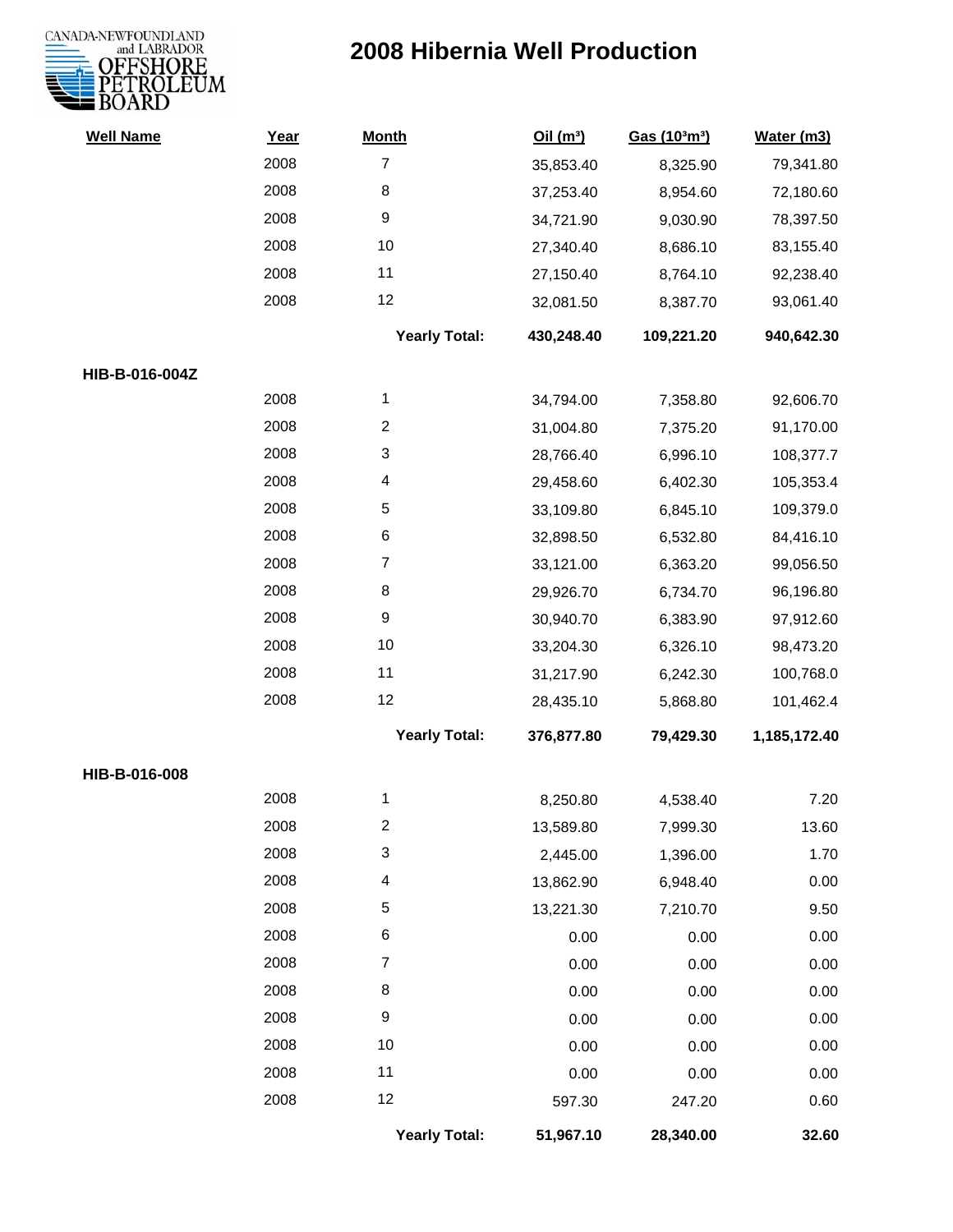# 2008 Hibernia Well Production

| Well Name | Year | Month | Oil ($m^3$) | Gas ($10^3m^3$) | Water (m3) |
|---|---|---|---|---|---|
| | 2008 | 7 | 35,853.40 | 8,325.90 | 79,341.80 |
| | 2008 | 8 | 37,253.40 | 8,954.60 | 72,180.60 |
| | 2008 | 9 | 34,721.90 | 9,030.90 | 78,397.50 |
| | 2008 | 10 | 27,340.40 | 8,686.10 | 83,155.40 |
| | 2008 | 11 | 27,150.40 | 8,764.10 | 92,238.40 |
| | 2008 | 12 | 32,081.50 | 8,387.70 | 93,061.40 |
| | | **Yearly Total:** | **430,248.40** | **109,221.20** | **940,642.30** |
| **HIB-B-016-004Z** | | | | | |
| | 2008 | 1 | 34,794.00 | 7,358.80 | 92,606.70 |
| | 2008 | 2 | 31,004.80 | 7,375.20 | 91,170.00 |
| | 2008 | 3 | 28,766.40 | 6,996.10 | 108,377.7 |
| | 2008 | 4 | 29,458.60 | 6,402.30 | 105,353.4 |
| | 2008 | 5 | 33,109.80 | 6,845.10 | 109,379.0 |
| | 2008 | 6 | 32,898.50 | 6,532.80 | 84,416.10 |
| | 2008 | 7 | 33,121.00 | 6,363.20 | 99,056.50 |
| | 2008 | 8 | 29,926.70 | 6,734.70 | 96,196.80 |
| | 2008 | 9 | 30,940.70 | 6,383.90 | 97,912.60 |
| | 2008 | 10 | 33,204.30 | 6,326.10 | 98,473.20 |
| | 2008 | 11 | 31,217.90 | 6,242.30 | 100,768.0 |
| | 2008 | 12 | 28,435.10 | 5,868.80 | 101,462.4 |
| | | **Yearly Total:** | **376,877.80** | **79,429.30** | **1,185,172.40** |
| **HIB-B-016-008** | | | | | |
| | 2008 | 1 | 8,250.80 | 4,538.40 | 7.20 |
| | 2008 | 2 | 13,589.80 | 7,999.30 | 13.60 |
| | 2008 | 3 | 2,445.00 | 1,396.00 | 1.70 |
| | 2008 | 4 | 13,862.90 | 6,948.40 | 0.00 |
| | 2008 | 5 | 13,221.30 | 7,210.70 | 9.50 |
| | 2008 | 6 | 0.00 | 0.00 | 0.00 |
| | 2008 | 7 | 0.00 | 0.00 | 0.00 |
| | 2008 | 8 | 0.00 | 0.00 | 0.00 |
| | 2008 | 9 | 0.00 | 0.00 | 0.00 |
| | 2008 | 10 | 0.00 | 0.00 | 0.00 |
| | 2008 | 11 | 0.00 | 0.00 | 0.00 |
| | 2008 | 12 | 597.30 | 247.20 | 0.60 |
| | | **Yearly Total:** | **51,967.10** | **28,340.00** | **32.60** |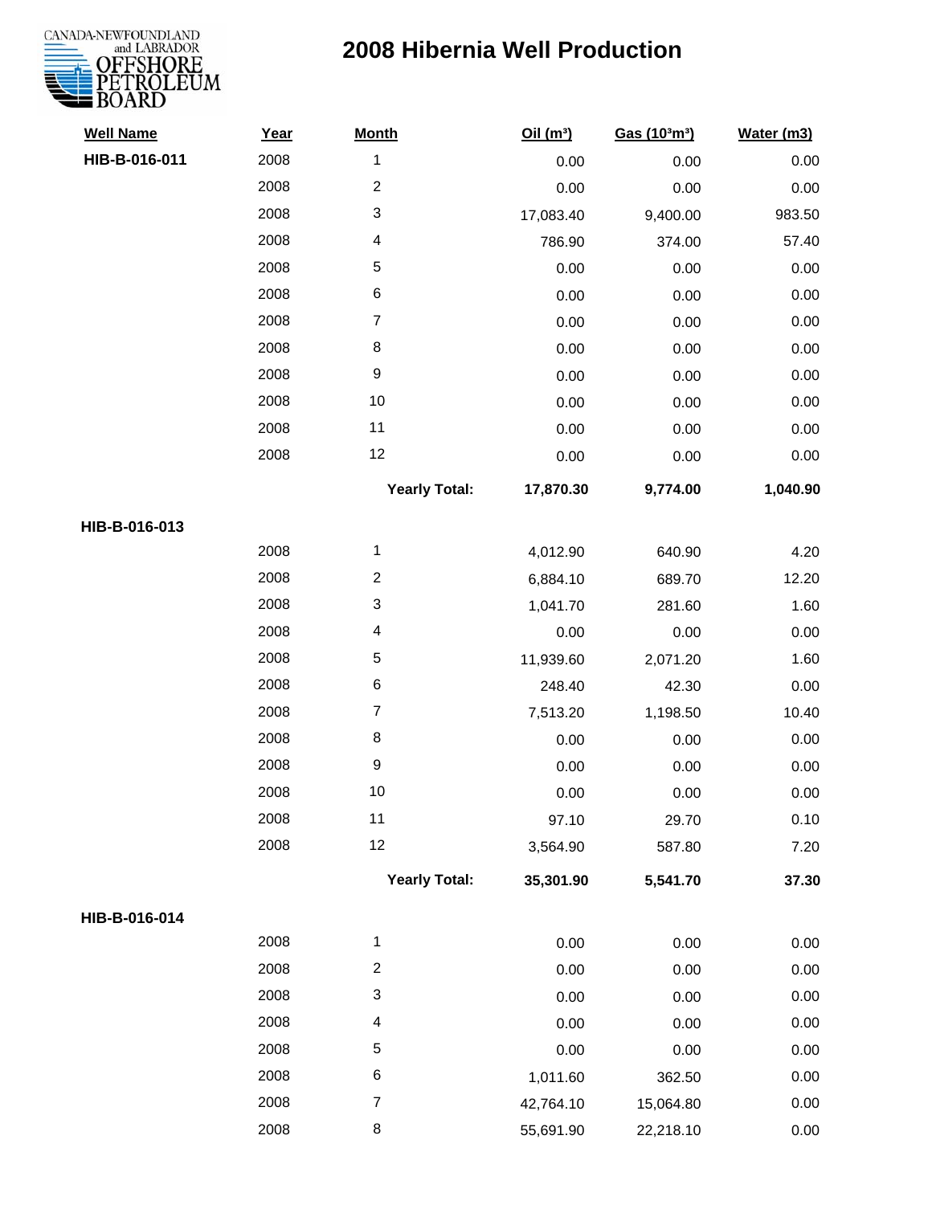# 2008 Hibernia Well Production

CANADA-NEWFOUNDLAND and LABRADOR OFFSHORE PETROLEUM BOARD

| Well Name | Year | Month | Oil ($m^3$) | Gas ($10^3m^3$) | Water (m3) |
|---|---|---|---|---|---|
| **HIB-B-016-011** | 2008 | 1 | 0.00 | 0.00 | 0.00 |
| | 2008 | 2 | 0.00 | 0.00 | 0.00 |
| | 2008 | 3 | 17,083.40 | 9,400.00 | 983.50 |
| | 2008 | 4 | 786.90 | 374.00 | 57.40 |
| | 2008 | 5 | 0.00 | 0.00 | 0.00 |
| | 2008 | 6 | 0.00 | 0.00 | 0.00 |
| | 2008 | 7 | 0.00 | 0.00 | 0.00 |
| | 2008 | 8 | 0.00 | 0.00 | 0.00 |
| | 2008 | 9 | 0.00 | 0.00 | 0.00 |
| | 2008 | 10 | 0.00 | 0.00 | 0.00 |
| | 2008 | 11 | 0.00 | 0.00 | 0.00 |
| | 2008 | 12 | 0.00 | 0.00 | 0.00 |
| | | **Yearly Total:** | **17,870.30** | **9,774.00** | **1,040.90** |
| **HIB-B-016-013** | | | | | |
| | 2008 | 1 | 4,012.90 | 640.90 | 4.20 |
| | 2008 | 2 | 6,884.10 | 689.70 | 12.20 |
| | 2008 | 3 | 1,041.70 | 281.60 | 1.60 |
| | 2008 | 4 | 0.00 | 0.00 | 0.00 |
| | 2008 | 5 | 11,939.60 | 2,071.20 | 1.60 |
| | 2008 | 6 | 248.40 | 42.30 | 0.00 |
| | 2008 | 7 | 7,513.20 | 1,198.50 | 10.40 |
| | 2008 | 8 | 0.00 | 0.00 | 0.00 |
| | 2008 | 9 | 0.00 | 0.00 | 0.00 |
| | 2008 | 10 | 0.00 | 0.00 | 0.00 |
| | 2008 | 11 | 97.10 | 29.70 | 0.10 |
| | 2008 | 12 | 3,564.90 | 587.80 | 7.20 |
| | | **Yearly Total:** | **35,301.90** | **5,541.70** | **37.30** |
| **HIB-B-016-014** | | | | | |
| | 2008 | 1 | 0.00 | 0.00 | 0.00 |
| | 2008 | 2 | 0.00 | 0.00 | 0.00 |
| | 2008 | 3 | 0.00 | 0.00 | 0.00 |
| | 2008 | 4 | 0.00 | 0.00 | 0.00 |
| | 2008 | 5 | 0.00 | 0.00 | 0.00 |
| | 2008 | 6 | 1,011.60 | 362.50 | 0.00 |
| | 2008 | 7 | 42,764.10 | 15,064.80 | 0.00 |
| | 2008 | 8 | 55,691.90 | 22,218.10 | 0.00 |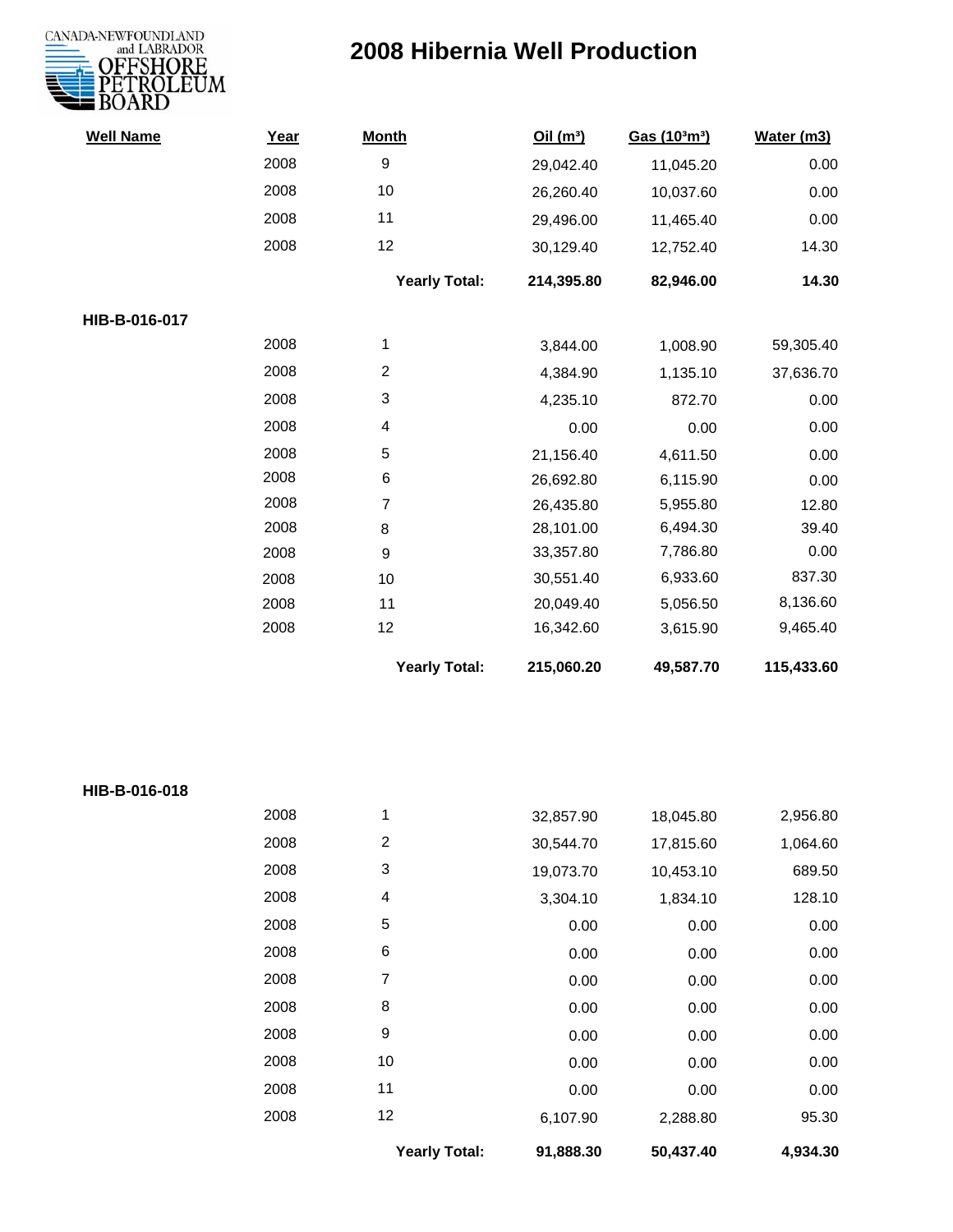# 2008 Hibernia Well Production

| Well Name | Year | Month | Oil (m³) | Gas (10³m³) | Water (m3) |
|---|---|---|---|---|---|
| | 2008 | 9 | 29,042.40 | 11,045.20 | 0.00 |
| | 2008 | 10 | 26,260.40 | 10,037.60 | 0.00 |
| | 2008 | 11 | 29,496.00 | 11,465.40 | 0.00 |
| | 2008 | 12 | 30,129.40 | 12,752.40 | 14.30 |
| | | **Yearly Total:** | **214,395.80** | **82,946.00** | **14.30** |
| **HIB-B-016-017** | | | | | |
| | 2008 | 1 | 3,844.00 | 1,008.90 | 59,305.40 |
| | 2008 | 2 | 4,384.90 | 1,135.10 | 37,636.70 |
| | 2008 | 3 | 4,235.10 | 872.70 | 0.00 |
| | 2008 | 4 | 0.00 | 0.00 | 0.00 |
| | 2008 | 5 | 21,156.40 | 4,611.50 | 0.00 |
| | 2008 | 6 | 26,692.80 | 6,115.90 | 0.00 |
| | 2008 | 7 | 26,435.80 | 5,955.80 | 12.80 |
| | 2008 | 8 | 28,101.00 | 6,494.30 | 39.40 |
| | 2008 | 9 | 33,357.80 | 7,786.80 | 0.00 |
| | 2008 | 10 | 30,551.40 | 6,933.60 | 837.30 |
| | 2008 | 11 | 20,049.40 | 5,056.50 | 8,136.60 |
| | 2008 | 12 | 16,342.60 | 3,615.90 | 9,465.40 |
| | | **Yearly Total:** | **215,060.20** | **49,587.70** | **115,433.60** |
| **HIB-B-016-018** | | | | | |
| | 2008 | 1 | 32,857.90 | 18,045.80 | 2,956.80 |
| | 2008 | 2 | 30,544.70 | 17,815.60 | 1,064.60 |
| | 2008 | 3 | 19,073.70 | 10,453.10 | 689.50 |
| | 2008 | 4 | 3,304.10 | 1,834.10 | 128.10 |
| | 2008 | 5 | 0.00 | 0.00 | 0.00 |
| | 2008 | 6 | 0.00 | 0.00 | 0.00 |
| | 2008 | 7 | 0.00 | 0.00 | 0.00 |
| | 2008 | 8 | 0.00 | 0.00 | 0.00 |
| | 2008 | 9 | 0.00 | 0.00 | 0.00 |
| | 2008 | 10 | 0.00 | 0.00 | 0.00 |
| | 2008 | 11 | 0.00 | 0.00 | 0.00 |
| | 2008 | 12 | 6,107.90 | 2,288.80 | 95.30 |
| | | **Yearly Total:** | **91,888.30** | **50,437.40** | **4,934.30** |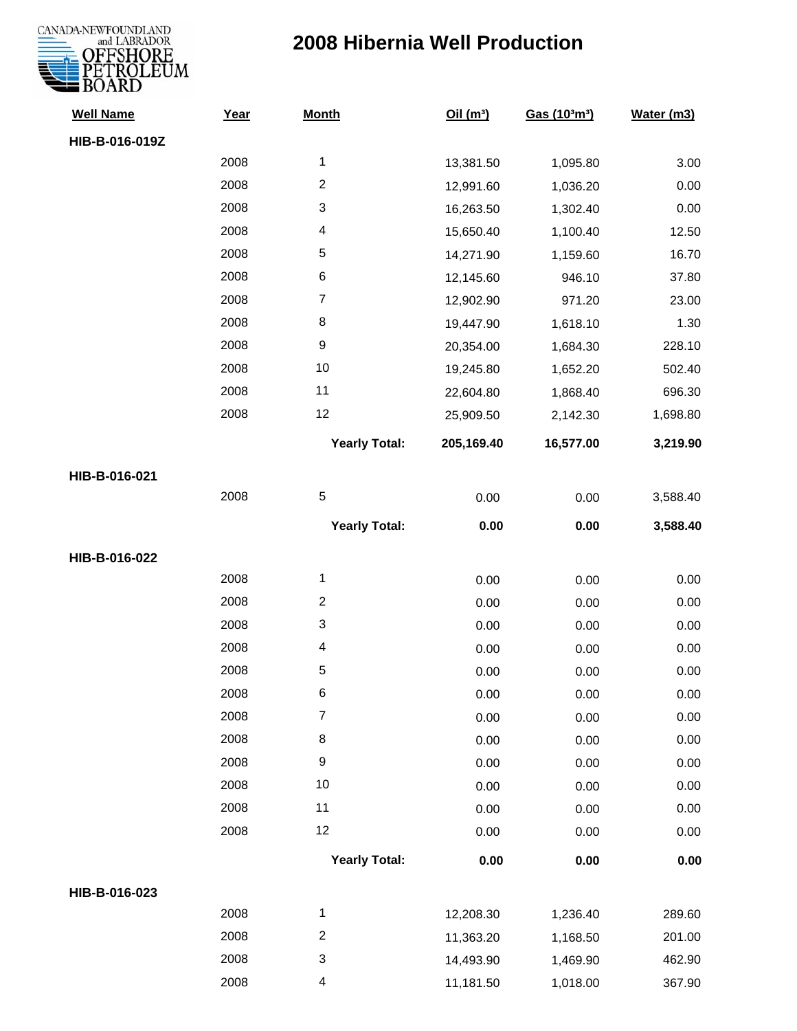# 2008 Hibernia Well Production

| Well Name | Year | Month | Oil ($m^3$) | Gas ($10^3m^3$) | Water (m3) |
|---|---|---|---|---|---|
| **HIB-B-016-019Z** | | | | | |
| | 2008 | 1 | 13,381.50 | 1,095.80 | 3.00 |
| | 2008 | 2 | 12,991.60 | 1,036.20 | 0.00 |
| | 2008 | 3 | 16,263.50 | 1,302.40 | 0.00 |
| | 2008 | 4 | 15,650.40 | 1,100.40 | 12.50 |
| | 2008 | 5 | 14,271.90 | 1,159.60 | 16.70 |
| | 2008 | 6 | 12,145.60 | 946.10 | 37.80 |
| | 2008 | 7 | 12,902.90 | 971.20 | 23.00 |
| | 2008 | 8 | 19,447.90 | 1,618.10 | 1.30 |
| | 2008 | 9 | 20,354.00 | 1,684.30 | 228.10 |
| | 2008 | 10 | 19,245.80 | 1,652.20 | 502.40 |
| | 2008 | 11 | 22,604.80 | 1,868.40 | 696.30 |
| | 2008 | 12 | 25,909.50 | 2,142.30 | 1,698.80 |
| | | **Yearly Total:** | **205,169.40** | **16,577.00** | **3,219.90** |
| **HIB-B-016-021** | | | | | |
| | 2008 | 5 | 0.00 | 0.00 | 3,588.40 |
| | | **Yearly Total:** | **0.00** | **0.00** | **3,588.40** |
| **HIB-B-016-022** | | | | | |
| | 2008 | 1 | 0.00 | 0.00 | 0.00 |
| | 2008 | 2 | 0.00 | 0.00 | 0.00 |
| | 2008 | 3 | 0.00 | 0.00 | 0.00 |
| | 2008 | 4 | 0.00 | 0.00 | 0.00 |
| | 2008 | 5 | 0.00 | 0.00 | 0.00 |
| | 2008 | 6 | 0.00 | 0.00 | 0.00 |
| | 2008 | 7 | 0.00 | 0.00 | 0.00 |
| | 2008 | 8 | 0.00 | 0.00 | 0.00 |
| | 2008 | 9 | 0.00 | 0.00 | 0.00 |
| | 2008 | 10 | 0.00 | 0.00 | 0.00 |
| | 2008 | 11 | 0.00 | 0.00 | 0.00 |
| | 2008 | 12 | 0.00 | 0.00 | 0.00 |
| | | **Yearly Total:** | **0.00** | **0.00** | **0.00** |
| **HIB-B-016-023** | | | | | |
| | 2008 | 1 | 12,208.30 | 1,236.40 | 289.60 |
| | 2008 | 2 | 11,363.20 | 1,168.50 | 201.00 |
| | 2008 | 3 | 14,493.90 | 1,469.90 | 462.90 |
| | 2008 | 4 | 11,181.50 | 1,018.00 | 367.90 |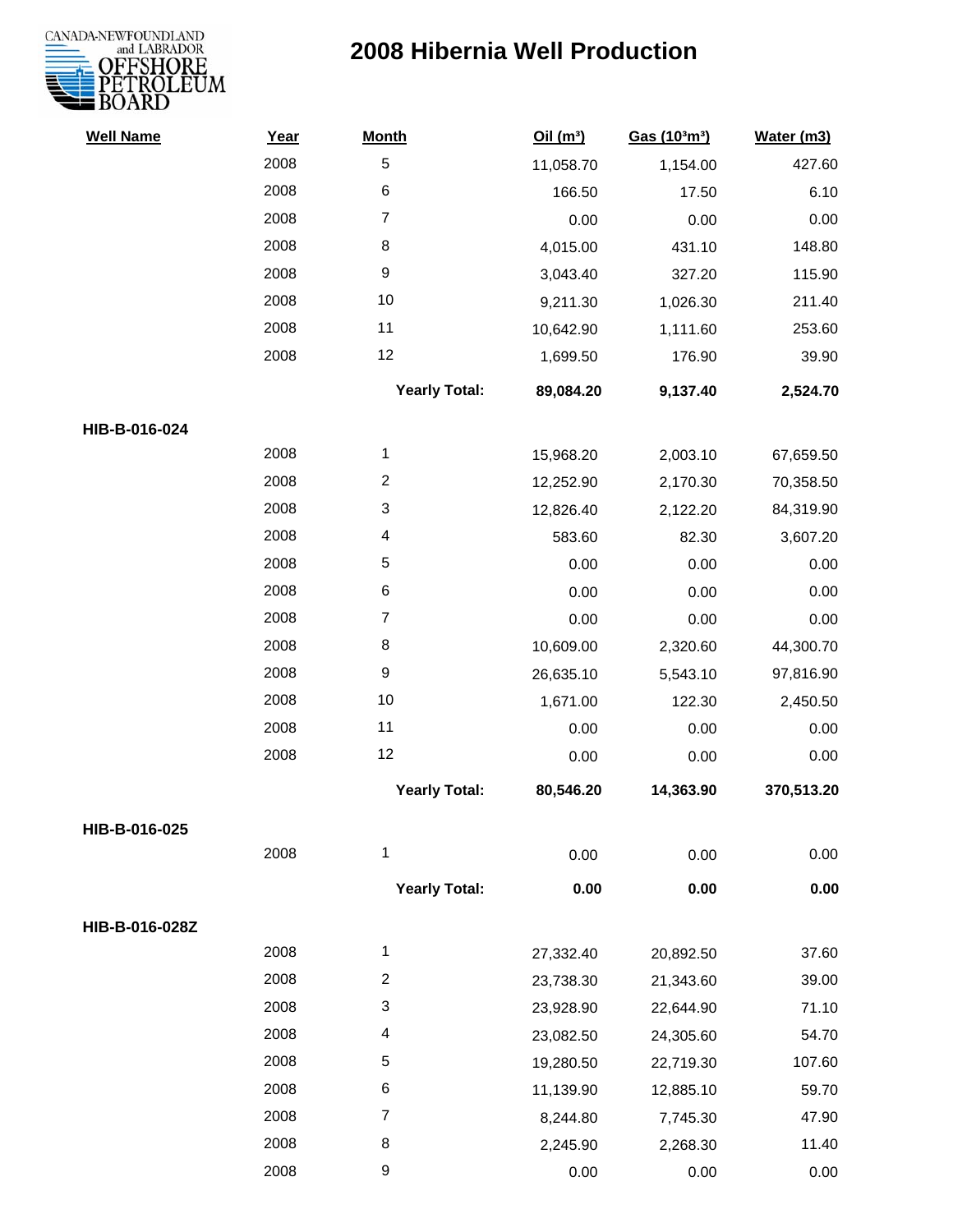# 2008 Hibernia Well Production

| Well Name | Year | Month | Oil ($m^3$) | Gas ($10^3m^3$) | Water (m3) |
|---|---|---|---|---|---|
| | 2008 | 5 | 11,058.70 | 1,154.00 | 427.60 |
| | 2008 | 6 | 166.50 | 17.50 | 6.10 |
| | 2008 | 7 | 0.00 | 0.00 | 0.00 |
| | 2008 | 8 | 4,015.00 | 431.10 | 148.80 |
| | 2008 | 9 | 3,043.40 | 327.20 | 115.90 |
| | 2008 | 10 | 9,211.30 | 1,026.30 | 211.40 |
| | 2008 | 11 | 10,642.90 | 1,111.60 | 253.60 |
| | 2008 | 12 | 1,699.50 | 176.90 | 39.90 |
| | | **Yearly Total:** | **89,084.20** | **9,137.40** | **2,524.70** |
| **HIB-B-016-024** | | | | | |
| | 2008 | 1 | 15,968.20 | 2,003.10 | 67,659.50 |
| | 2008 | 2 | 12,252.90 | 2,170.30 | 70,358.50 |
| | 2008 | 3 | 12,826.40 | 2,122.20 | 84,319.90 |
| | 2008 | 4 | 583.60 | 82.30 | 3,607.20 |
| | 2008 | 5 | 0.00 | 0.00 | 0.00 |
| | 2008 | 6 | 0.00 | 0.00 | 0.00 |
| | 2008 | 7 | 0.00 | 0.00 | 0.00 |
| | 2008 | 8 | 10,609.00 | 2,320.60 | 44,300.70 |
| | 2008 | 9 | 26,635.10 | 5,543.10 | 97,816.90 |
| | 2008 | 10 | 1,671.00 | 122.30 | 2,450.50 |
| | 2008 | 11 | 0.00 | 0.00 | 0.00 |
| | 2008 | 12 | 0.00 | 0.00 | 0.00 |
| | | **Yearly Total:** | **80,546.20** | **14,363.90** | **370,513.20** |
| **HIB-B-016-025** | | | | | |
| | 2008 | 1 | 0.00 | 0.00 | 0.00 |
| | | **Yearly Total:** | **0.00** | **0.00** | **0.00** |
| **HIB-B-016-028Z** | | | | | |
| | 2008 | 1 | 27,332.40 | 20,892.50 | 37.60 |
| | 2008 | 2 | 23,738.30 | 21,343.60 | 39.00 |
| | 2008 | 3 | 23,928.90 | 22,644.90 | 71.10 |
| | 2008 | 4 | 23,082.50 | 24,305.60 | 54.70 |
| | 2008 | 5 | 19,280.50 | 22,719.30 | 107.60 |
| | 2008 | 6 | 11,139.90 | 12,885.10 | 59.70 |
| | 2008 | 7 | 8,244.80 | 7,745.30 | 47.90 |
| | 2008 | 8 | 2,245.90 | 2,268.30 | 11.40 |
| | 2008 | 9 | 0.00 | 0.00 | 0.00 |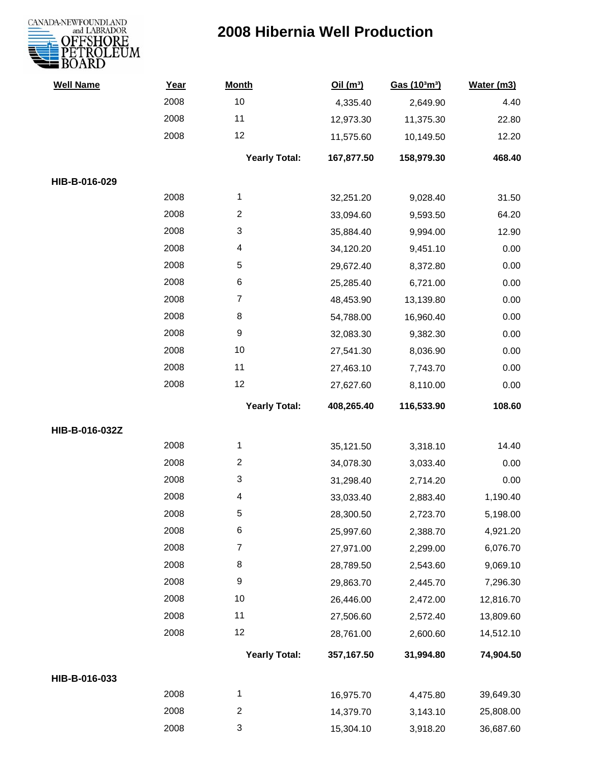# 2008 Hibernia Well Production

| Well Name | Year | Month | Oil ($m^3$) | Gas ($10^3m^3$) | Water (m3) |
|---|---|---|---|---|---|
| | 2008 | 10 | 4,335.40 | 2,649.90 | 4.40 |
| | 2008 | 11 | 12,973.30 | 11,375.30 | 22.80 |
| | 2008 | 12 | 11,575.60 | 10,149.50 | 12.20 |
| | | **Yearly Total:** | **167,877.50** | **158,979.30** | **468.40** |
| **HIB-B-016-029** | | | | | |
| | 2008 | 1 | 32,251.20 | 9,028.40 | 31.50 |
| | 2008 | 2 | 33,094.60 | 9,593.50 | 64.20 |
| | 2008 | 3 | 35,884.40 | 9,994.00 | 12.90 |
| | 2008 | 4 | 34,120.20 | 9,451.10 | 0.00 |
| | 2008 | 5 | 29,672.40 | 8,372.80 | 0.00 |
| | 2008 | 6 | 25,285.40 | 6,721.00 | 0.00 |
| | 2008 | 7 | 48,453.90 | 13,139.80 | 0.00 |
| | 2008 | 8 | 54,788.00 | 16,960.40 | 0.00 |
| | 2008 | 9 | 32,083.30 | 9,382.30 | 0.00 |
| | 2008 | 10 | 27,541.30 | 8,036.90 | 0.00 |
| | 2008 | 11 | 27,463.10 | 7,743.70 | 0.00 |
| | 2008 | 12 | 27,627.60 | 8,110.00 | 0.00 |
| | | **Yearly Total:** | **408,265.40** | **116,533.90** | **108.60** |
| **HIB-B-016-032Z** | | | | | |
| | 2008 | 1 | 35,121.50 | 3,318.10 | 14.40 |
| | 2008 | 2 | 34,078.30 | 3,033.40 | 0.00 |
| | 2008 | 3 | 31,298.40 | 2,714.20 | 0.00 |
| | 2008 | 4 | 33,033.40 | 2,883.40 | 1,190.40 |
| | 2008 | 5 | 28,300.50 | 2,723.70 | 5,198.00 |
| | 2008 | 6 | 25,997.60 | 2,388.70 | 4,921.20 |
| | 2008 | 7 | 27,971.00 | 2,299.00 | 6,076.70 |
| | 2008 | 8 | 28,789.50 | 2,543.60 | 9,069.10 |
| | 2008 | 9 | 29,863.70 | 2,445.70 | 7,296.30 |
| | 2008 | 10 | 26,446.00 | 2,472.00 | 12,816.70 |
| | 2008 | 11 | 27,506.60 | 2,572.40 | 13,809.60 |
| | 2008 | 12 | 28,761.00 | 2,600.60 | 14,512.10 |
| | | **Yearly Total:** | **357,167.50** | **31,994.80** | **74,904.50** |
| **HIB-B-016-033** | | | | | |
| | 2008 | 1 | 16,975.70 | 4,475.80 | 39,649.30 |
| | 2008 | 2 | 14,379.70 | 3,143.10 | 25,808.00 |
| | 2008 | 3 | 15,304.10 | 3,918.20 | 36,687.60 |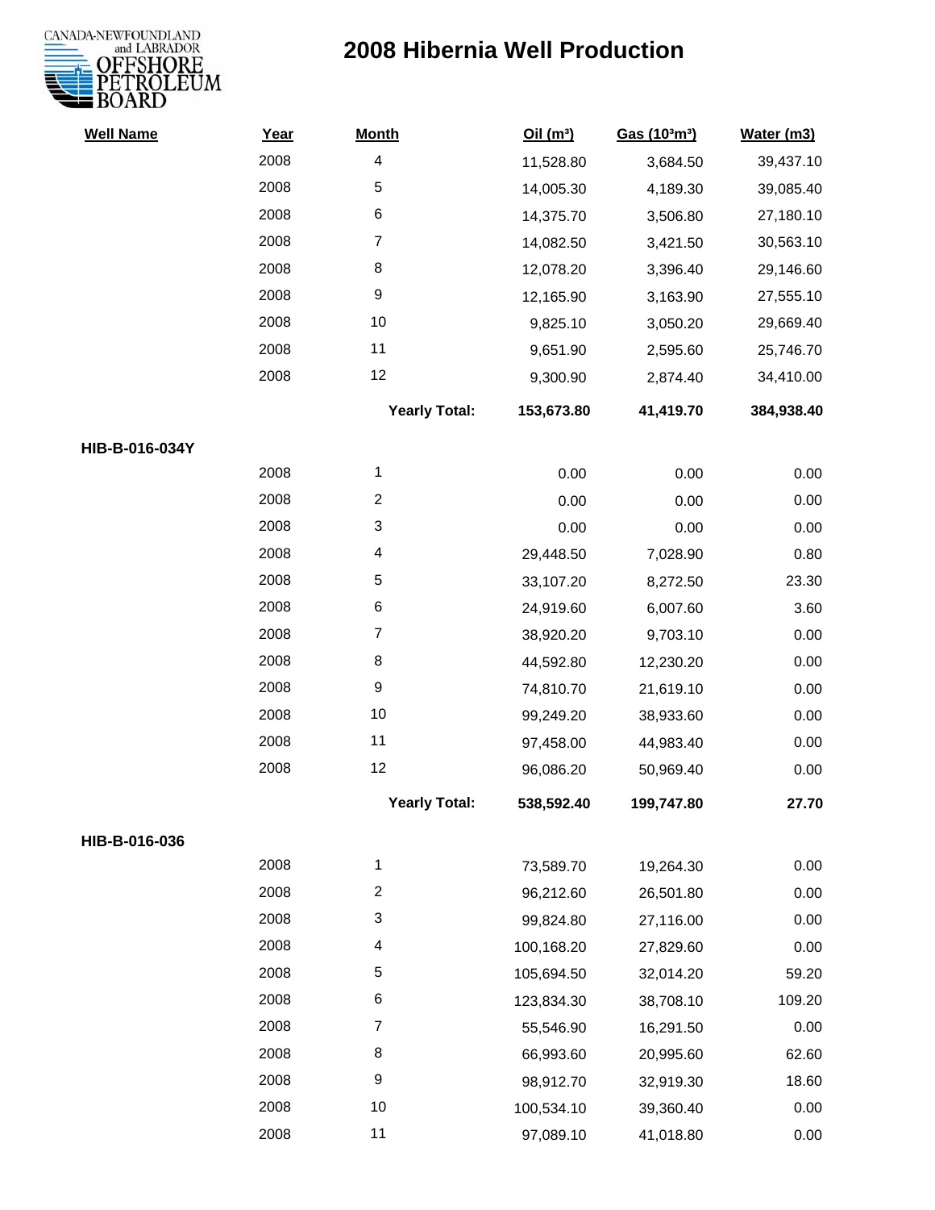# 2008 Hibernia Well Production

| Well Name | Year | Month | Oil (m³) | Gas (10³m³) | Water (m3) |
|---|---|---|---|---|---|
| | 2008 | 4 | 11,528.80 | 3,684.50 | 39,437.10 |
| | 2008 | 5 | 14,005.30 | 4,189.30 | 39,085.40 |
| | 2008 | 6 | 14,375.70 | 3,506.80 | 27,180.10 |
| | 2008 | 7 | 14,082.50 | 3,421.50 | 30,563.10 |
| | 2008 | 8 | 12,078.20 | 3,396.40 | 29,146.60 |
| | 2008 | 9 | 12,165.90 | 3,163.90 | 27,555.10 |
| | 2008 | 10 | 9,825.10 | 3,050.20 | 29,669.40 |
| | 2008 | 11 | 9,651.90 | 2,595.60 | 25,746.70 |
| | 2008 | 12 | 9,300.90 | 2,874.40 | 34,410.00 |
| | | **Yearly Total:** | **153,673.80** | **41,419.70** | **384,938.40** |
| **HIB-B-016-034Y** | | | | | |
| | 2008 | 1 | 0.00 | 0.00 | 0.00 |
| | 2008 | 2 | 0.00 | 0.00 | 0.00 |
| | 2008 | 3 | 0.00 | 0.00 | 0.00 |
| | 2008 | 4 | 29,448.50 | 7,028.90 | 0.80 |
| | 2008 | 5 | 33,107.20 | 8,272.50 | 23.30 |
| | 2008 | 6 | 24,919.60 | 6,007.60 | 3.60 |
| | 2008 | 7 | 38,920.20 | 9,703.10 | 0.00 |
| | 2008 | 8 | 44,592.80 | 12,230.20 | 0.00 |
| | 2008 | 9 | 74,810.70 | 21,619.10 | 0.00 |
| | 2008 | 10 | 99,249.20 | 38,933.60 | 0.00 |
| | 2008 | 11 | 97,458.00 | 44,983.40 | 0.00 |
| | 2008 | 12 | 96,086.20 | 50,969.40 | 0.00 |
| | | **Yearly Total:** | **538,592.40** | **199,747.80** | **27.70** |
| **HIB-B-016-036** | | | | | |
| | 2008 | 1 | 73,589.70 | 19,264.30 | 0.00 |
| | 2008 | 2 | 96,212.60 | 26,501.80 | 0.00 |
| | 2008 | 3 | 99,824.80 | 27,116.00 | 0.00 |
| | 2008 | 4 | 100,168.20 | 27,829.60 | 0.00 |
| | 2008 | 5 | 105,694.50 | 32,014.20 | 59.20 |
| | 2008 | 6 | 123,834.30 | 38,708.10 | 109.20 |
| | 2008 | 7 | 55,546.90 | 16,291.50 | 0.00 |
| | 2008 | 8 | 66,993.60 | 20,995.60 | 62.60 |
| | 2008 | 9 | 98,912.70 | 32,919.30 | 18.60 |
| | 2008 | 10 | 100,534.10 | 39,360.40 | 0.00 |
| | 2008 | 11 | 97,089.10 | 41,018.80 | 0.00 |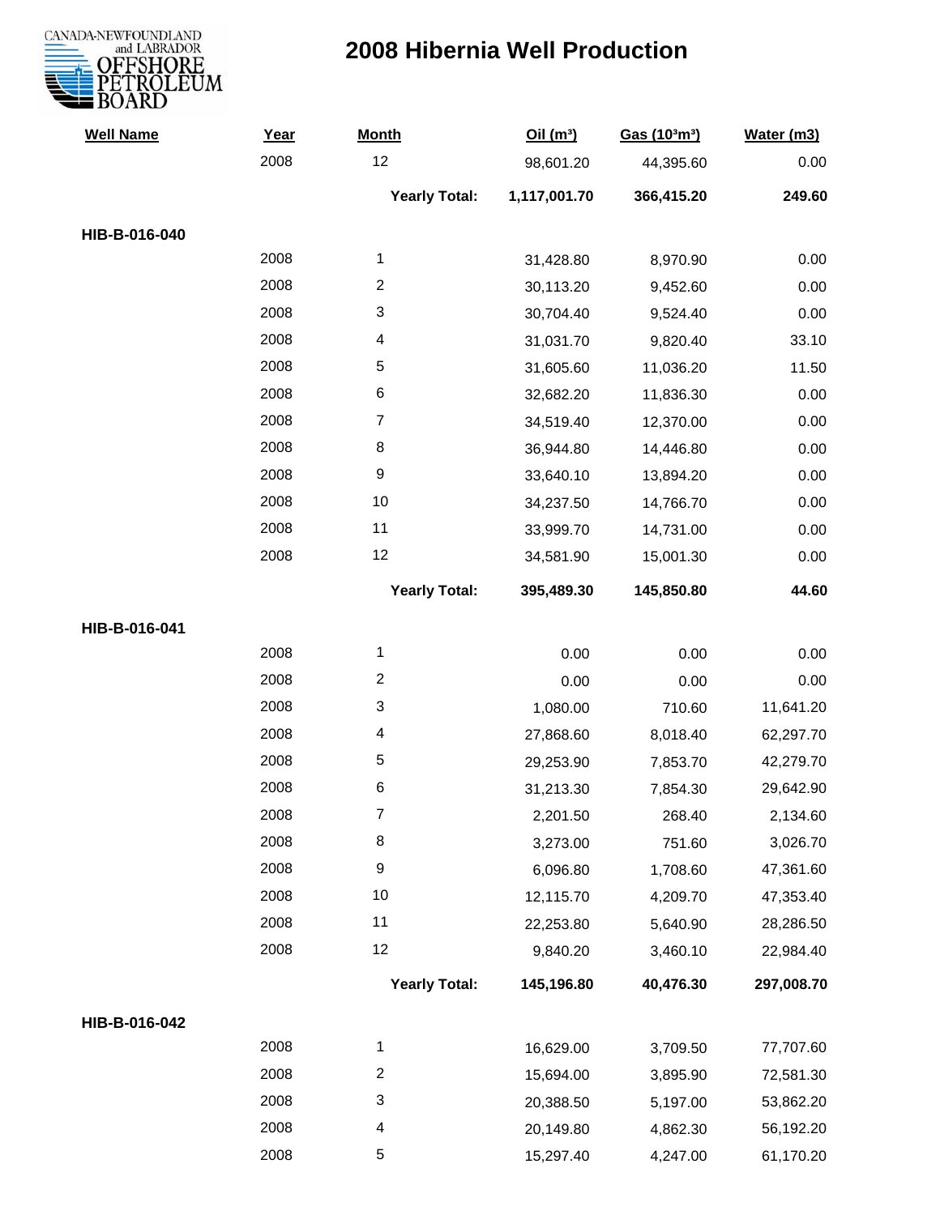# 2008 Hibernia Well Production

| Well Name | Year | Month | Oil ($m^3$) | Gas ($10^3m^3$) | Water (m3) |
|---|---|---|---|---|---|
| | 2008 | 12 | 98,601.20 | 44,395.60 | 0.00 |
| | | **Yearly Total:** | **1,117,001.70** | **366,415.20** | **249.60** |
| **HIB-B-016-040** | | | | | |
| | 2008 | 1 | 31,428.80 | 8,970.90 | 0.00 |
| | 2008 | 2 | 30,113.20 | 9,452.60 | 0.00 |
| | 2008 | 3 | 30,704.40 | 9,524.40 | 0.00 |
| | 2008 | 4 | 31,031.70 | 9,820.40 | 33.10 |
| | 2008 | 5 | 31,605.60 | 11,036.20 | 11.50 |
| | 2008 | 6 | 32,682.20 | 11,836.30 | 0.00 |
| | 2008 | 7 | 34,519.40 | 12,370.00 | 0.00 |
| | 2008 | 8 | 36,944.80 | 14,446.80 | 0.00 |
| | 2008 | 9 | 33,640.10 | 13,894.20 | 0.00 |
| | 2008 | 10 | 34,237.50 | 14,766.70 | 0.00 |
| | 2008 | 11 | 33,999.70 | 14,731.00 | 0.00 |
| | 2008 | 12 | 34,581.90 | 15,001.30 | 0.00 |
| | | **Yearly Total:** | **395,489.30** | **145,850.80** | **44.60** |
| **HIB-B-016-041** | | | | | |
| | 2008 | 1 | 0.00 | 0.00 | 0.00 |
| | 2008 | 2 | 0.00 | 0.00 | 0.00 |
| | 2008 | 3 | 1,080.00 | 710.60 | 11,641.20 |
| | 2008 | 4 | 27,868.60 | 8,018.40 | 62,297.70 |
| | 2008 | 5 | 29,253.90 | 7,853.70 | 42,279.70 |
| | 2008 | 6 | 31,213.30 | 7,854.30 | 29,642.90 |
| | 2008 | 7 | 2,201.50 | 268.40 | 2,134.60 |
| | 2008 | 8 | 3,273.00 | 751.60 | 3,026.70 |
| | 2008 | 9 | 6,096.80 | 1,708.60 | 47,361.60 |
| | 2008 | 10 | 12,115.70 | 4,209.70 | 47,353.40 |
| | 2008 | 11 | 22,253.80 | 5,640.90 | 28,286.50 |
| | 2008 | 12 | 9,840.20 | 3,460.10 | 22,984.40 |
| | | **Yearly Total:** | **145,196.80** | **40,476.30** | **297,008.70** |
| **HIB-B-016-042** | | | | | |
| | 2008 | 1 | 16,629.00 | 3,709.50 | 77,707.60 |
| | 2008 | 2 | 15,694.00 | 3,895.90 | 72,581.30 |
| | 2008 | 3 | 20,388.50 | 5,197.00 | 53,862.20 |
| | 2008 | 4 | 20,149.80 | 4,862.30 | 56,192.20 |
| | 2008 | 5 | 15,297.40 | 4,247.00 | 61,170.20 |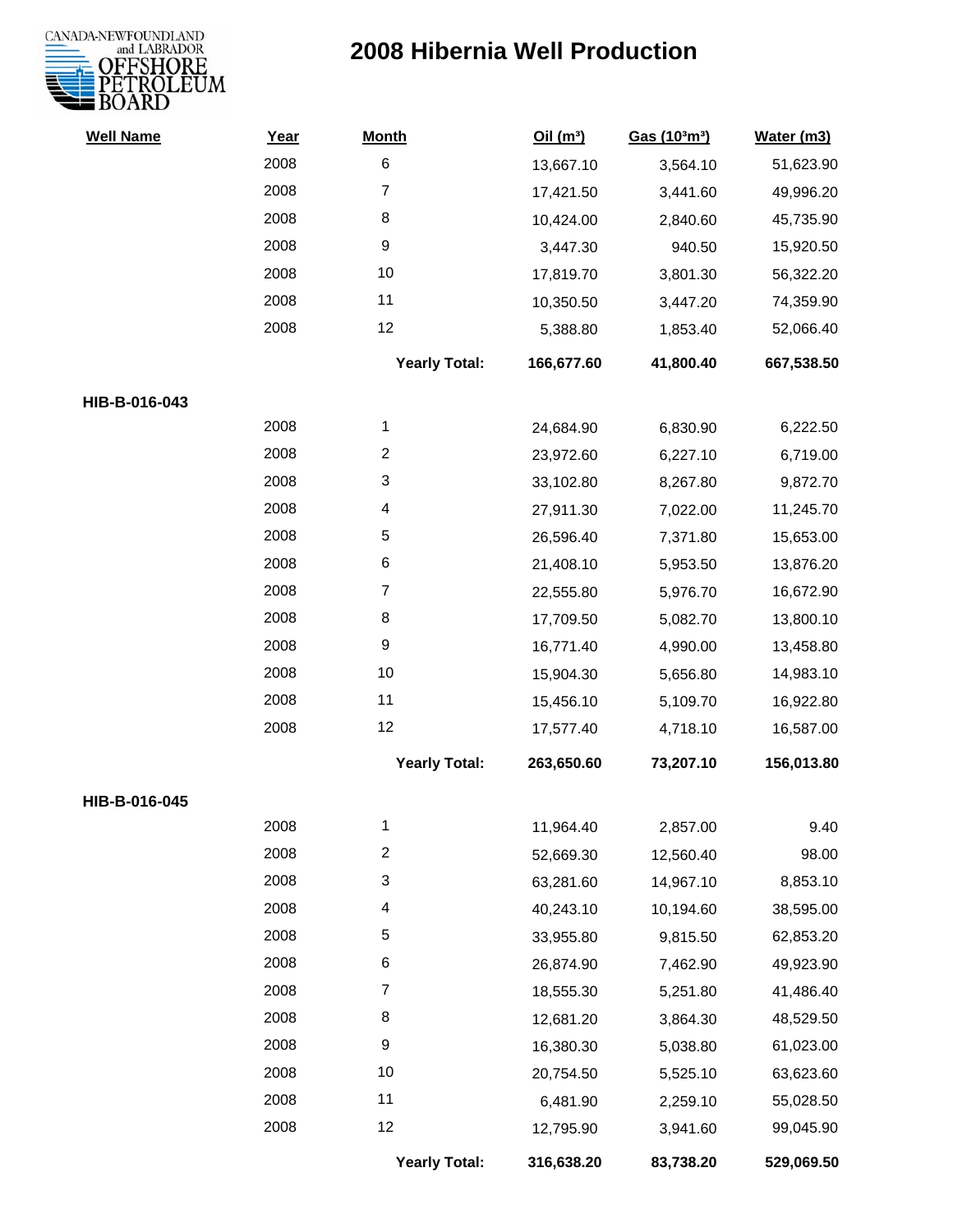# 2008 Hibernia Well Production

| Well Name | Year | Month | Oil ($m^3$) | Gas ($10^3m^3$) | Water (m3) |
|---|---|---|---|---|---|
| | 2008 | 6 | 13,667.10 | 3,564.10 | 51,623.90 |
| | 2008 | 7 | 17,421.50 | 3,441.60 | 49,996.20 |
| | 2008 | 8 | 10,424.00 | 2,840.60 | 45,735.90 |
| | 2008 | 9 | 3,447.30 | 940.50 | 15,920.50 |
| | 2008 | 10 | 17,819.70 | 3,801.30 | 56,322.20 |
| | 2008 | 11 | 10,350.50 | 3,447.20 | 74,359.90 |
| | 2008 | 12 | 5,388.80 | 1,853.40 | 52,066.40 |
| | | **Yearly Total:** | **166,677.60** | **41,800.40** | **667,538.50** |
| **HIB-B-016-043** | | | | | |
| | 2008 | 1 | 24,684.90 | 6,830.90 | 6,222.50 |
| | 2008 | 2 | 23,972.60 | 6,227.10 | 6,719.00 |
| | 2008 | 3 | 33,102.80 | 8,267.80 | 9,872.70 |
| | 2008 | 4 | 27,911.30 | 7,022.00 | 11,245.70 |
| | 2008 | 5 | 26,596.40 | 7,371.80 | 15,653.00 |
| | 2008 | 6 | 21,408.10 | 5,953.50 | 13,876.20 |
| | 2008 | 7 | 22,555.80 | 5,976.70 | 16,672.90 |
| | 2008 | 8 | 17,709.50 | 5,082.70 | 13,800.10 |
| | 2008 | 9 | 16,771.40 | 4,990.00 | 13,458.80 |
| | 2008 | 10 | 15,904.30 | 5,656.80 | 14,983.10 |
| | 2008 | 11 | 15,456.10 | 5,109.70 | 16,922.80 |
| | 2008 | 12 | 17,577.40 | 4,718.10 | 16,587.00 |
| | | **Yearly Total:** | **263,650.60** | **73,207.10** | **156,013.80** |
| **HIB-B-016-045** | | | | | |
| | 2008 | 1 | 11,964.40 | 2,857.00 | 9.40 |
| | 2008 | 2 | 52,669.30 | 12,560.40 | 98.00 |
| | 2008 | 3 | 63,281.60 | 14,967.10 | 8,853.10 |
| | 2008 | 4 | 40,243.10 | 10,194.60 | 38,595.00 |
| | 2008 | 5 | 33,955.80 | 9,815.50 | 62,853.20 |
| | 2008 | 6 | 26,874.90 | 7,462.90 | 49,923.90 |
| | 2008 | 7 | 18,555.30 | 5,251.80 | 41,486.40 |
| | 2008 | 8 | 12,681.20 | 3,864.30 | 48,529.50 |
| | 2008 | 9 | 16,380.30 | 5,038.80 | 61,023.00 |
| | 2008 | 10 | 20,754.50 | 5,525.10 | 63,623.60 |
| | 2008 | 11 | 6,481.90 | 2,259.10 | 55,028.50 |
| | 2008 | 12 | 12,795.90 | 3,941.60 | 99,045.90 |
| | | **Yearly Total:** | **316,638.20** | **83,738.20** | **529,069.50** |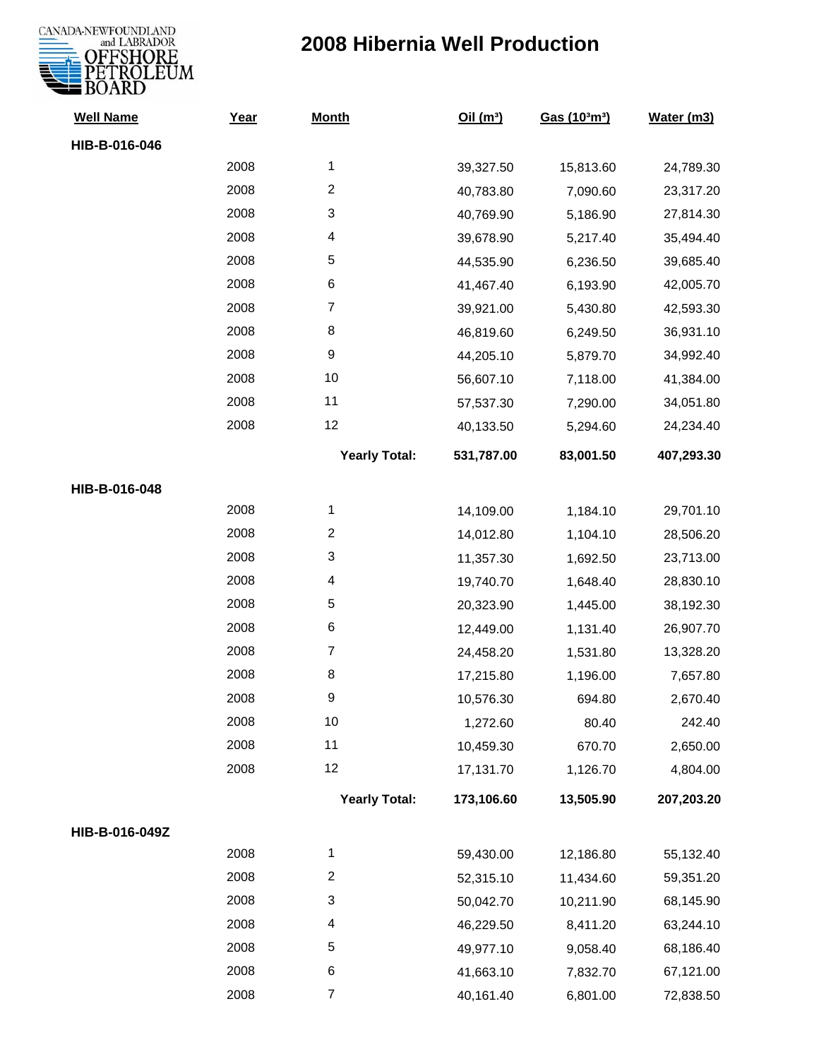# 2008 Hibernia Well Production

| Well Name | Year | Month | Oil ($m^3$) | Gas ($10^3m^3$) | Water (m3) |
|---|---|---|---|---|---|
| **HIB-B-016-046** | | | | | |
| | 2008 | 1 | 39,327.50 | 15,813.60 | 24,789.30 |
| | 2008 | 2 | 40,783.80 | 7,090.60 | 23,317.20 |
| | 2008 | 3 | 40,769.90 | 5,186.90 | 27,814.30 |
| | 2008 | 4 | 39,678.90 | 5,217.40 | 35,494.40 |
| | 2008 | 5 | 44,535.90 | 6,236.50 | 39,685.40 |
| | 2008 | 6 | 41,467.40 | 6,193.90 | 42,005.70 |
| | 2008 | 7 | 39,921.00 | 5,430.80 | 42,593.30 |
| | 2008 | 8 | 46,819.60 | 6,249.50 | 36,931.10 |
| | 2008 | 9 | 44,205.10 | 5,879.70 | 34,992.40 |
| | 2008 | 10 | 56,607.10 | 7,118.00 | 41,384.00 |
| | 2008 | 11 | 57,537.30 | 7,290.00 | 34,051.80 |
| | 2008 | 12 | 40,133.50 | 5,294.60 | 24,234.40 |
| | | **Yearly Total:** | **531,787.00** | **83,001.50** | **407,293.30** |
| **HIB-B-016-048** | | | | | |
| | 2008 | 1 | 14,109.00 | 1,184.10 | 29,701.10 |
| | 2008 | 2 | 14,012.80 | 1,104.10 | 28,506.20 |
| | 2008 | 3 | 11,357.30 | 1,692.50 | 23,713.00 |
| | 2008 | 4 | 19,740.70 | 1,648.40 | 28,830.10 |
| | 2008 | 5 | 20,323.90 | 1,445.00 | 38,192.30 |
| | 2008 | 6 | 12,449.00 | 1,131.40 | 26,907.70 |
| | 2008 | 7 | 24,458.20 | 1,531.80 | 13,328.20 |
| | 2008 | 8 | 17,215.80 | 1,196.00 | 7,657.80 |
| | 2008 | 9 | 10,576.30 | 694.80 | 2,670.40 |
| | 2008 | 10 | 1,272.60 | 80.40 | 242.40 |
| | 2008 | 11 | 10,459.30 | 670.70 | 2,650.00 |
| | 2008 | 12 | 17,131.70 | 1,126.70 | 4,804.00 |
| | | **Yearly Total:** | **173,106.60** | **13,505.90** | **207,203.20** |
| **HIB-B-016-049Z** | | | | | |
| | 2008 | 1 | 59,430.00 | 12,186.80 | 55,132.40 |
| | 2008 | 2 | 52,315.10 | 11,434.60 | 59,351.20 |
| | 2008 | 3 | 50,042.70 | 10,211.90 | 68,145.90 |
| | 2008 | 4 | 46,229.50 | 8,411.20 | 63,244.10 |
| | 2008 | 5 | 49,977.10 | 9,058.40 | 68,186.40 |
| | 2008 | 6 | 41,663.10 | 7,832.70 | 67,121.00 |
| | 2008 | 7 | 40,161.40 | 6,801.00 | 72,838.50 |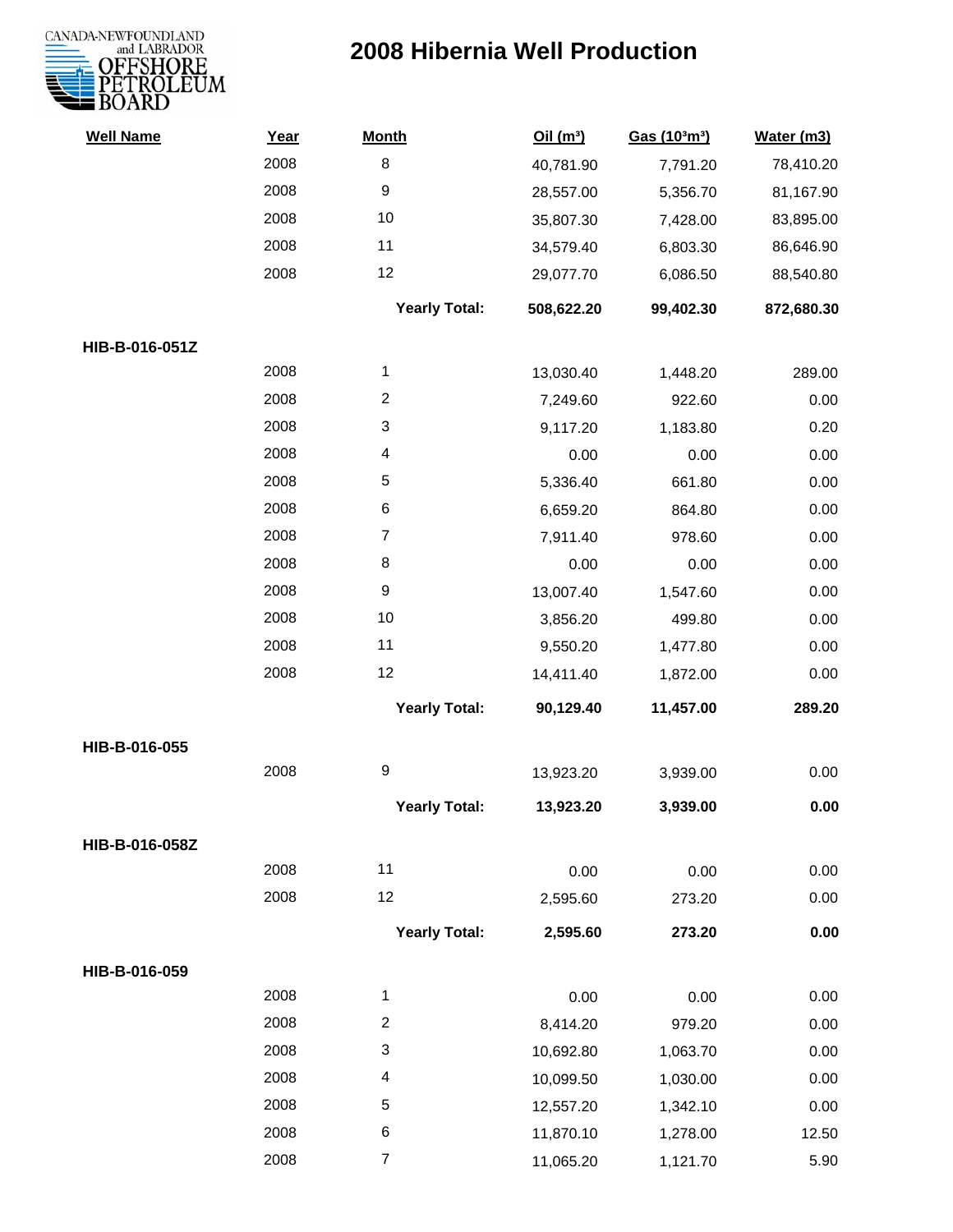# 2008 Hibernia Well Production

CANADA-NEWFOUNDLAND and LABRADOR OFFSHORE PETROLEUM BOARD

| Well Name | Year | Month | Oil ($m^3$) | Gas ($10^3m^3$) | Water (m3) |
|---|---|---|---|---|---|
| | 2008 | 8 | 40,781.90 | 7,791.20 | 78,410.20 |
| | 2008 | 9 | 28,557.00 | 5,356.70 | 81,167.90 |
| | 2008 | 10 | 35,807.30 | 7,428.00 | 83,895.00 |
| | 2008 | 11 | 34,579.40 | 6,803.30 | 86,646.90 |
| | 2008 | 12 | 29,077.70 | 6,086.50 | 88,540.80 |
| | | **Yearly Total:** | **508,622.20** | **99,402.30** | **872,680.30** |
| **HIB-B-016-051Z** | | | | | |
| | 2008 | 1 | 13,030.40 | 1,448.20 | 289.00 |
| | 2008 | 2 | 7,249.60 | 922.60 | 0.00 |
| | 2008 | 3 | 9,117.20 | 1,183.80 | 0.20 |
| | 2008 | 4 | 0.00 | 0.00 | 0.00 |
| | 2008 | 5 | 5,336.40 | 661.80 | 0.00 |
| | 2008 | 6 | 6,659.20 | 864.80 | 0.00 |
| | 2008 | 7 | 7,911.40 | 978.60 | 0.00 |
| | 2008 | 8 | 0.00 | 0.00 | 0.00 |
| | 2008 | 9 | 13,007.40 | 1,547.60 | 0.00 |
| | 2008 | 10 | 3,856.20 | 499.80 | 0.00 |
| | 2008 | 11 | 9,550.20 | 1,477.80 | 0.00 |
| | 2008 | 12 | 14,411.40 | 1,872.00 | 0.00 |
| | | **Yearly Total:** | **90,129.40** | **11,457.00** | **289.20** |
| **HIB-B-016-055** | | | | | |
| | 2008 | 9 | 13,923.20 | 3,939.00 | 0.00 |
| | | **Yearly Total:** | **13,923.20** | **3,939.00** | **0.00** |
| **HIB-B-016-058Z** | | | | | |
| | 2008 | 11 | 0.00 | 0.00 | 0.00 |
| | 2008 | 12 | 2,595.60 | 273.20 | 0.00 |
| | | **Yearly Total:** | **2,595.60** | **273.20** | **0.00** |
| **HIB-B-016-059** | | | | | |
| | 2008 | 1 | 0.00 | 0.00 | 0.00 |
| | 2008 | 2 | 8,414.20 | 979.20 | 0.00 |
| | 2008 | 3 | 10,692.80 | 1,063.70 | 0.00 |
| | 2008 | 4 | 10,099.50 | 1,030.00 | 0.00 |
| | 2008 | 5 | 12,557.20 | 1,342.10 | 0.00 |
| | 2008 | 6 | 11,870.10 | 1,278.00 | 12.50 |
| | 2008 | 7 | 11,065.20 | 1,121.70 | 5.90 |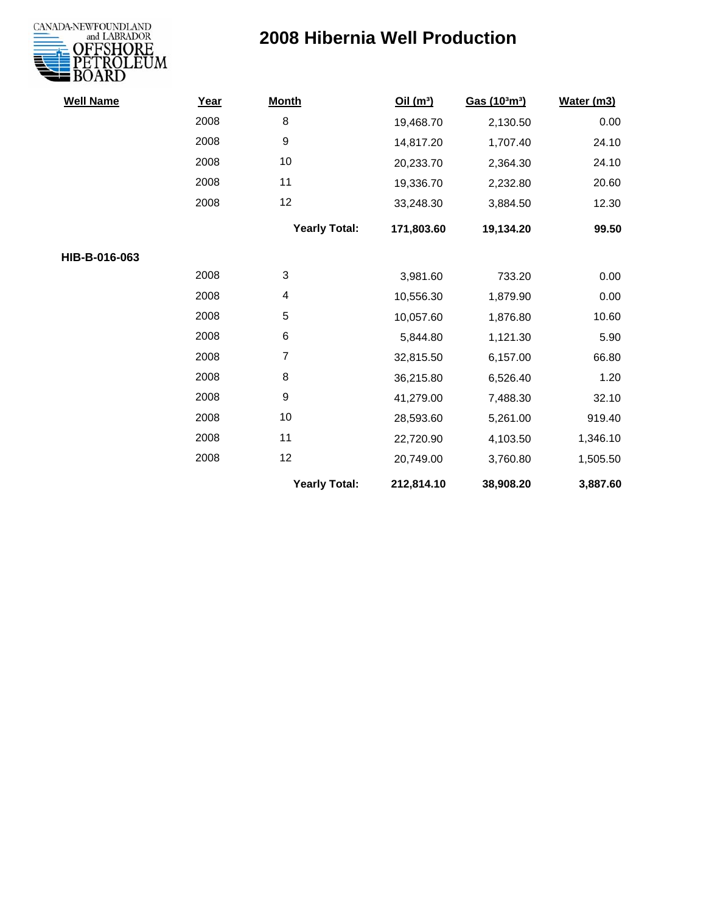# 2008 Hibernia Well Production

| Well Name | Year | Month | Oil ($m^3$) | Gas ($10^3m^3$) | Water (m3) |
|---|---|---|---|---|---|
| | 2008 | 8 | 19,468.70 | 2,130.50 | 0.00 |
| | 2008 | 9 | 14,817.20 | 1,707.40 | 24.10 |
| | 2008 | 10 | 20,233.70 | 2,364.30 | 24.10 |
| | 2008 | 11 | 19,336.70 | 2,232.80 | 20.60 |
| | 2008 | 12 | 33,248.30 | 3,884.50 | 12.30 |
| | | **Yearly Total:** | **171,803.60** | **19,134.20** | **99.50** |
| **HIB-B-016-063** | | | | | |
| | 2008 | 3 | 3,981.60 | 733.20 | 0.00 |
| | 2008 | 4 | 10,556.30 | 1,879.90 | 0.00 |
| | 2008 | 5 | 10,057.60 | 1,876.80 | 10.60 |
| | 2008 | 6 | 5,844.80 | 1,121.30 | 5.90 |
| | 2008 | 7 | 32,815.50 | 6,157.00 | 66.80 |
| | 2008 | 8 | 36,215.80 | 6,526.40 | 1.20 |
| | 2008 | 9 | 41,279.00 | 7,488.30 | 32.10 |
| | 2008 | 10 | 28,593.60 | 5,261.00 | 919.40 |
| | 2008 | 11 | 22,720.90 | 4,103.50 | 1,346.10 |
| | 2008 | 12 | 20,749.00 | 3,760.80 | 1,505.50 |
| | | **Yearly Total:** | **212,814.10** | **38,908.20** | **3,887.60** |